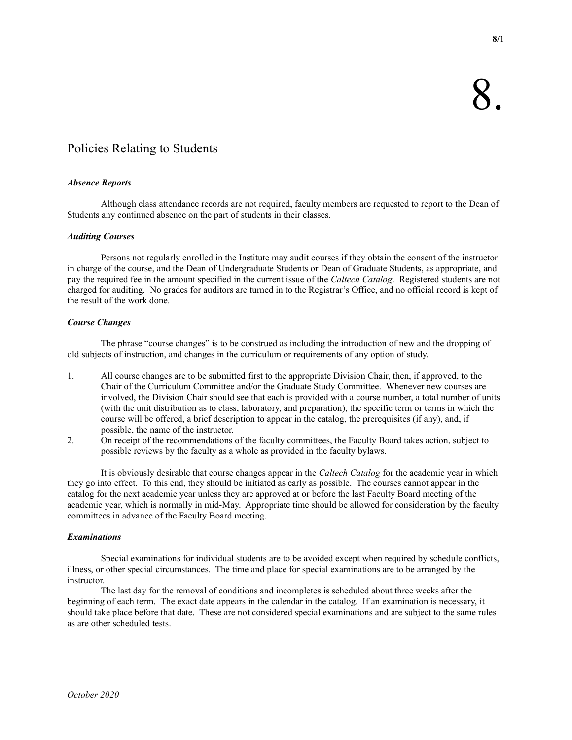# 8.

## Policies Relating to Students

### *Absence Reports*

Although class attendance records are not required, faculty members are requested to report to the Dean of Students any continued absence on the part of students in their classes.

### *Auditing Courses*

Persons not regularly enrolled in the Institute may audit courses if they obtain the consent of the instructor in charge of the course, and the Dean of Undergraduate Students or Dean of Graduate Students, as appropriate, and pay the required fee in the amount specified in the current issue of the *Caltech Catalog*. Registered students are not charged for auditing. No grades for auditors are turned in to the Registrar's Office, and no official record is kept of the result of the work done.

### *Course Changes*

The phrase "course changes" is to be construed as including the introduction of new and the dropping of old subjects of instruction, and changes in the curriculum or requirements of any option of study.

1. All course changes are to be submitted first to the appropriate Division Chair, then, if approved, to the Chair of the Curriculum Committee and/or the Graduate Study Committee. Whenever new courses are involved, the Division Chair should see that each is provided with a course number, a total number of units (with the unit distribution as to class, laboratory, and preparation), the specific term or terms in which the course will be offered, a brief description to appear in the catalog, the prerequisites (if any), and, if possible, the name of the instructor.
2. On receipt of the recommendations of the faculty committees, the Faculty Board takes action, subject to possible reviews by the faculty as a whole as provided in the faculty bylaws.

It is obviously desirable that course changes appear in the *Caltech Catalog* for the academic year in which they go into effect. To this end, they should be initiated as early as possible. The courses cannot appear in the catalog for the next academic year unless they are approved at or before the last Faculty Board meeting of the academic year, which is normally in mid-May. Appropriate time should be allowed for consideration by the faculty committees in advance of the Faculty Board meeting.

### *Examinations*

Special examinations for individual students are to be avoided except when required by schedule conflicts, illness, or other special circumstances. The time and place for special examinations are to be arranged by the instructor.

The last day for the removal of conditions and incompletes is scheduled about three weeks after the beginning of each term. The exact date appears in the calendar in the catalog. If an examination is necessary, it should take place before that date. These are not considered special examinations and are subject to the same rules as are other scheduled tests.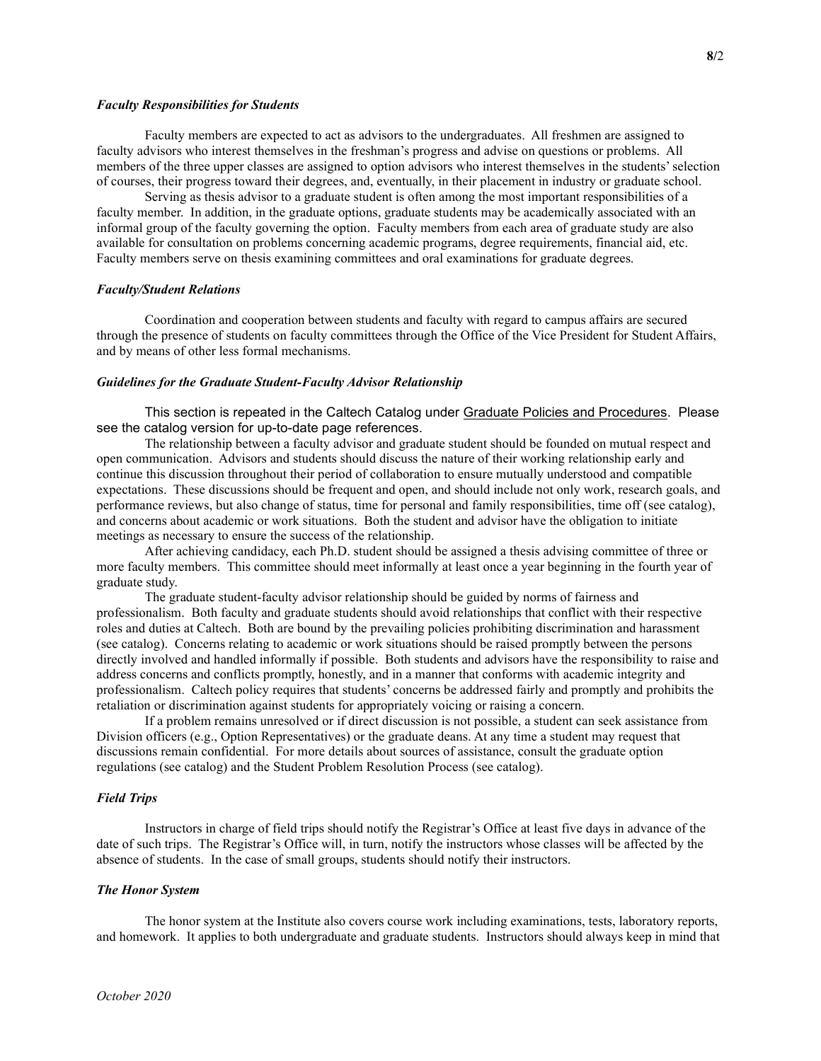### *Faculty Responsibilities for Students*

Faculty members are expected to act as advisors to the undergraduates. All freshmen are assigned to faculty advisors who interest themselves in the freshman's progress and advise on questions or problems. All members of the three upper classes are assigned to option advisors who interest themselves in the students' selection of courses, their progress toward their degrees, and, eventually, in their placement in industry or graduate school.

Serving as thesis advisor to a graduate student is often among the most important responsibilities of a faculty member. In addition, in the graduate options, graduate students may be academically associated with an informal group of the faculty governing the option. Faculty members from each area of graduate study are also available for consultation on problems concerning academic programs, degree requirements, financial aid, etc. Faculty members serve on thesis examining committees and oral examinations for graduate degrees.

### *Faculty/Student Relations*

Coordination and cooperation between students and faculty with regard to campus affairs are secured through the presence of students on faculty committees through the Office of the Vice President for Student Affairs, and by means of other less formal mechanisms.

### *Guidelines for the Graduate Student-Faculty Advisor Relationship*

This section is repeated in the Caltech Catalog under Graduate Policies and Procedures. Please see the catalog version for up-to-date page references.

The relationship between a faculty advisor and graduate student should be founded on mutual respect and open communication. Advisors and students should discuss the nature of their working relationship early and continue this discussion throughout their period of collaboration to ensure mutually understood and compatible expectations. These discussions should be frequent and open, and should include not only work, research goals, and performance reviews, but also change of status, time for personal and family responsibilities, time off (see catalog), and concerns about academic or work situations. Both the student and advisor have the obligation to initiate meetings as necessary to ensure the success of the relationship.

After achieving candidacy, each Ph.D. student should be assigned a thesis advising committee of three or more faculty members. This committee should meet informally at least once a year beginning in the fourth year of graduate study.

The graduate student-faculty advisor relationship should be guided by norms of fairness and professionalism. Both faculty and graduate students should avoid relationships that conflict with their respective roles and duties at Caltech. Both are bound by the prevailing policies prohibiting discrimination and harassment (see catalog). Concerns relating to academic or work situations should be raised promptly between the persons directly involved and handled informally if possible. Both students and advisors have the responsibility to raise and address concerns and conflicts promptly, honestly, and in a manner that conforms with academic integrity and professionalism. Caltech policy requires that students' concerns be addressed fairly and promptly and prohibits the retaliation or discrimination against students for appropriately voicing or raising a concern.

If a problem remains unresolved or if direct discussion is not possible, a student can seek assistance from Division officers (e.g., Option Representatives) or the graduate deans. At any time a student may request that discussions remain confidential. For more details about sources of assistance, consult the graduate option regulations (see catalog) and the Student Problem Resolution Process (see catalog).

### *Field Trips*

Instructors in charge of field trips should notify the Registrar's Office at least five days in advance of the date of such trips. The Registrar's Office will, in turn, notify the instructors whose classes will be affected by the absence of students. In the case of small groups, students should notify their instructors.

### *The Honor System*

The honor system at the Institute also covers course work including examinations, tests, laboratory reports, and homework. It applies to both undergraduate and graduate students. Instructors should always keep in mind that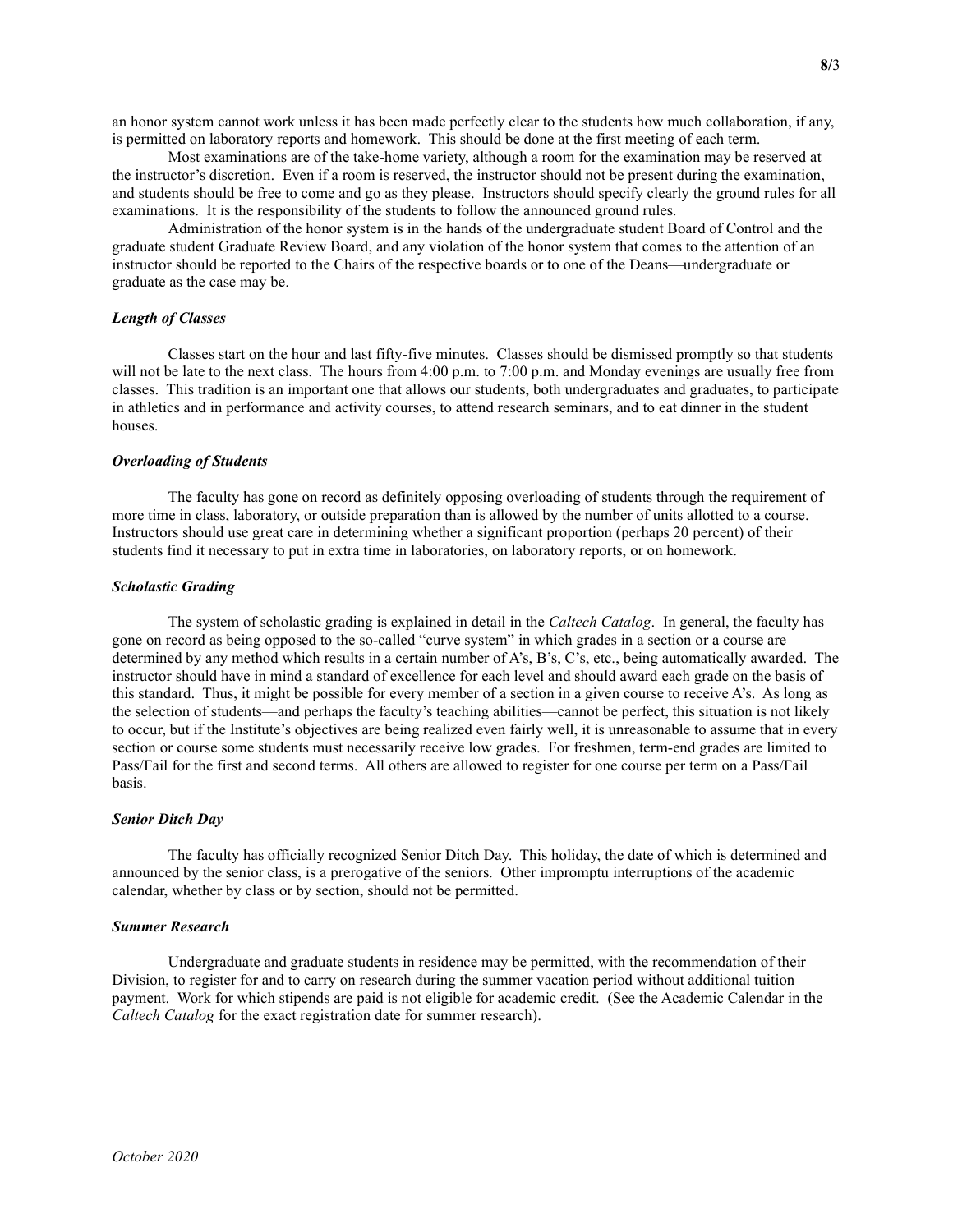an honor system cannot work unless it has been made perfectly clear to the students how much collaboration, if any, is permitted on laboratory reports and homework. This should be done at the first meeting of each term.

Most examinations are of the take-home variety, although a room for the examination may be reserved at the instructor's discretion. Even if a room is reserved, the instructor should not be present during the examination, and students should be free to come and go as they please. Instructors should specify clearly the ground rules for all examinations. It is the responsibility of the students to follow the announced ground rules.

Administration of the honor system is in the hands of the undergraduate student Board of Control and the graduate student Graduate Review Board, and any violation of the honor system that comes to the attention of an instructor should be reported to the Chairs of the respective boards or to one of the Deans—undergraduate or graduate as the case may be.

***Length of Classes***

Classes start on the hour and last fifty-five minutes. Classes should be dismissed promptly so that students will not be late to the next class. The hours from 4:00 p.m. to 7:00 p.m. and Monday evenings are usually free from classes. This tradition is an important one that allows our students, both undergraduates and graduates, to participate in athletics and in performance and activity courses, to attend research seminars, and to eat dinner in the student houses.

***Overloading of Students***

The faculty has gone on record as definitely opposing overloading of students through the requirement of more time in class, laboratory, or outside preparation than is allowed by the number of units allotted to a course. Instructors should use great care in determining whether a significant proportion (perhaps 20 percent) of their students find it necessary to put in extra time in laboratories, on laboratory reports, or on homework.

***Scholastic Grading***

The system of scholastic grading is explained in detail in the *Caltech Catalog*. In general, the faculty has gone on record as being opposed to the so-called "curve system" in which grades in a section or a course are determined by any method which results in a certain number of A's, B's, C's, etc., being automatically awarded. The instructor should have in mind a standard of excellence for each level and should award each grade on the basis of this standard. Thus, it might be possible for every member of a section in a given course to receive A's. As long as the selection of students—and perhaps the faculty's teaching abilities—cannot be perfect, this situation is not likely to occur, but if the Institute's objectives are being realized even fairly well, it is unreasonable to assume that in every section or course some students must necessarily receive low grades. For freshmen, term-end grades are limited to Pass/Fail for the first and second terms. All others are allowed to register for one course per term on a Pass/Fail basis.

***Senior Ditch Day***

The faculty has officially recognized Senior Ditch Day. This holiday, the date of which is determined and announced by the senior class, is a prerogative of the seniors. Other impromptu interruptions of the academic calendar, whether by class or by section, should not be permitted.

***Summer Research***

Undergraduate and graduate students in residence may be permitted, with the recommendation of their Division, to register for and to carry on research during the summer vacation period without additional tuition payment. Work for which stipends are paid is not eligible for academic credit. (See the Academic Calendar in the *Caltech Catalog* for the exact registration date for summer research).